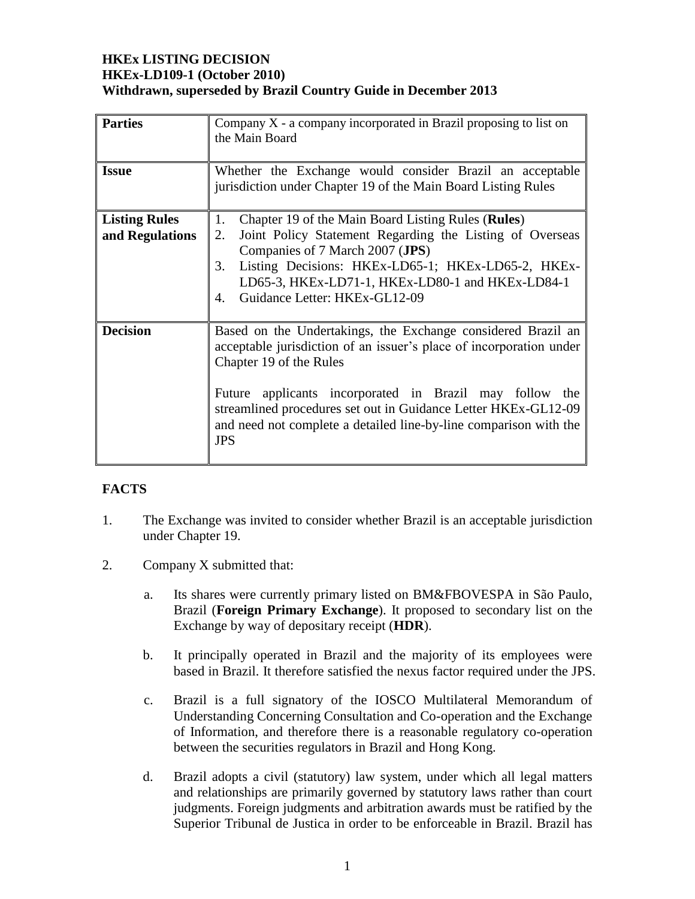**HKEx LISTING DECISION**
**HKEx-LD109-1 (October 2010)**
**Withdrawn, superseded by Brazil Country Guide in December 2013**

| | |
|---|---|
| **Parties** | Company X - a company incorporated in Brazil proposing to list on the Main Board |
| **Issue** | Whether the Exchange would consider Brazil an acceptable jurisdiction under Chapter 19 of the Main Board Listing Rules |
| **Listing Rules and Regulations** | 1. Chapter 19 of the Main Board Listing Rules (**Rules**)<br>2. Joint Policy Statement Regarding the Listing of Overseas Companies of 7 March 2007 (**JPS**)<br>3. Listing Decisions: HKEx-LD65-1; HKEx-LD65-2, HKEx-LD65-3, HKEx-LD71-1, HKEx-LD80-1 and HKEx-LD84-1<br>4. Guidance Letter: HKEx-GL12-09 |
| **Decision** | Based on the Undertakings, the Exchange considered Brazil an acceptable jurisdiction of an issuer's place of incorporation under Chapter 19 of the Rules<br><br>Future applicants incorporated in Brazil may follow the streamlined procedures set out in Guidance Letter HKEx-GL12-09 and need not complete a detailed line-by-line comparison with the JPS |

## FACTS

1. The Exchange was invited to consider whether Brazil is an acceptable jurisdiction under Chapter 19.

2. Company X submitted that:

   a. Its shares were currently primary listed on BM&FBOVESPA in São Paulo, Brazil (**Foreign Primary Exchange**). It proposed to secondary list on the Exchange by way of depositary receipt (**HDR**).

   b. It principally operated in Brazil and the majority of its employees were based in Brazil. It therefore satisfied the nexus factor required under the JPS.

   c. Brazil is a full signatory of the IOSCO Multilateral Memorandum of Understanding Concerning Consultation and Co-operation and the Exchange of Information, and therefore there is a reasonable regulatory co-operation between the securities regulators in Brazil and Hong Kong.

   d. Brazil adopts a civil (statutory) law system, under which all legal matters and relationships are primarily governed by statutory laws rather than court judgments. Foreign judgments and arbitration awards must be ratified by the Superior Tribunal de Justica in order to be enforceable in Brazil. Brazil has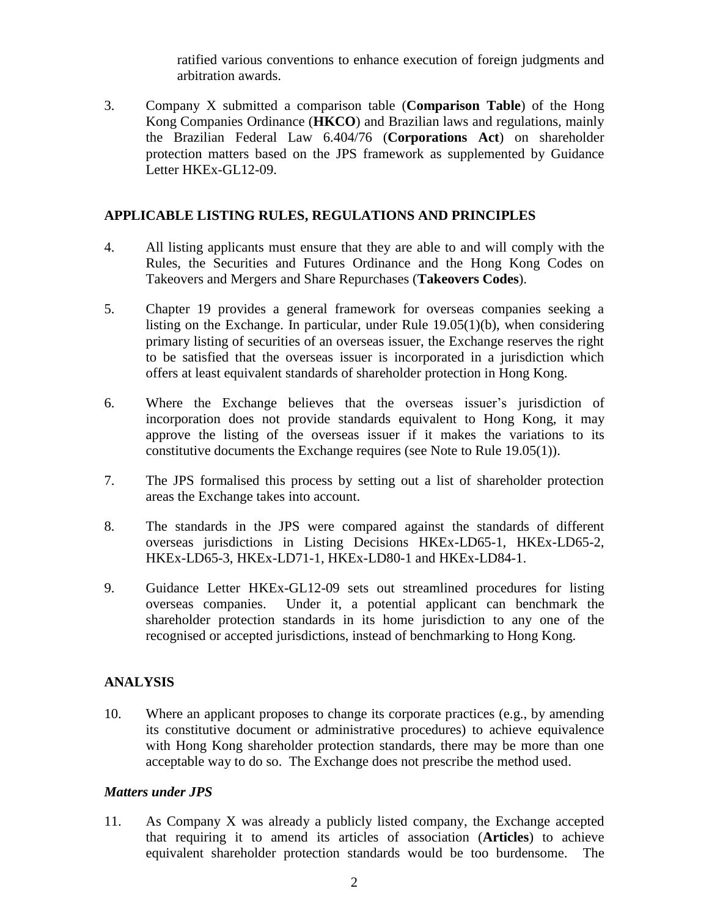ratified various conventions to enhance execution of foreign judgments and arbitration awards.

3. Company X submitted a comparison table (**Comparison Table**) of the Hong Kong Companies Ordinance (**HKCO**) and Brazilian laws and regulations, mainly the Brazilian Federal Law 6.404/76 (**Corporations Act**) on shareholder protection matters based on the JPS framework as supplemented by Guidance Letter HKEx-GL12-09.

## APPLICABLE LISTING RULES, REGULATIONS AND PRINCIPLES

4. All listing applicants must ensure that they are able to and will comply with the Rules, the Securities and Futures Ordinance and the Hong Kong Codes on Takeovers and Mergers and Share Repurchases (**Takeovers Codes**).

5. Chapter 19 provides a general framework for overseas companies seeking a listing on the Exchange. In particular, under Rule 19.05(1)(b), when considering primary listing of securities of an overseas issuer, the Exchange reserves the right to be satisfied that the overseas issuer is incorporated in a jurisdiction which offers at least equivalent standards of shareholder protection in Hong Kong.

6. Where the Exchange believes that the overseas issuer's jurisdiction of incorporation does not provide standards equivalent to Hong Kong, it may approve the listing of the overseas issuer if it makes the variations to its constitutive documents the Exchange requires (see Note to Rule 19.05(1)).

7. The JPS formalised this process by setting out a list of shareholder protection areas the Exchange takes into account.

8. The standards in the JPS were compared against the standards of different overseas jurisdictions in Listing Decisions HKEx-LD65-1, HKEx-LD65-2, HKEx-LD65-3, HKEx-LD71-1, HKEx-LD80-1 and HKEx-LD84-1.

9. Guidance Letter HKEx-GL12-09 sets out streamlined procedures for listing overseas companies. Under it, a potential applicant can benchmark the shareholder protection standards in its home jurisdiction to any one of the recognised or accepted jurisdictions, instead of benchmarking to Hong Kong.

## ANALYSIS

10. Where an applicant proposes to change its corporate practices (e.g., by amending its constitutive document or administrative procedures) to achieve equivalence with Hong Kong shareholder protection standards, there may be more than one acceptable way to do so. The Exchange does not prescribe the method used.

### *Matters under JPS*

11. As Company X was already a publicly listed company, the Exchange accepted that requiring it to amend its articles of association (**Articles**) to achieve equivalent shareholder protection standards would be too burdensome. The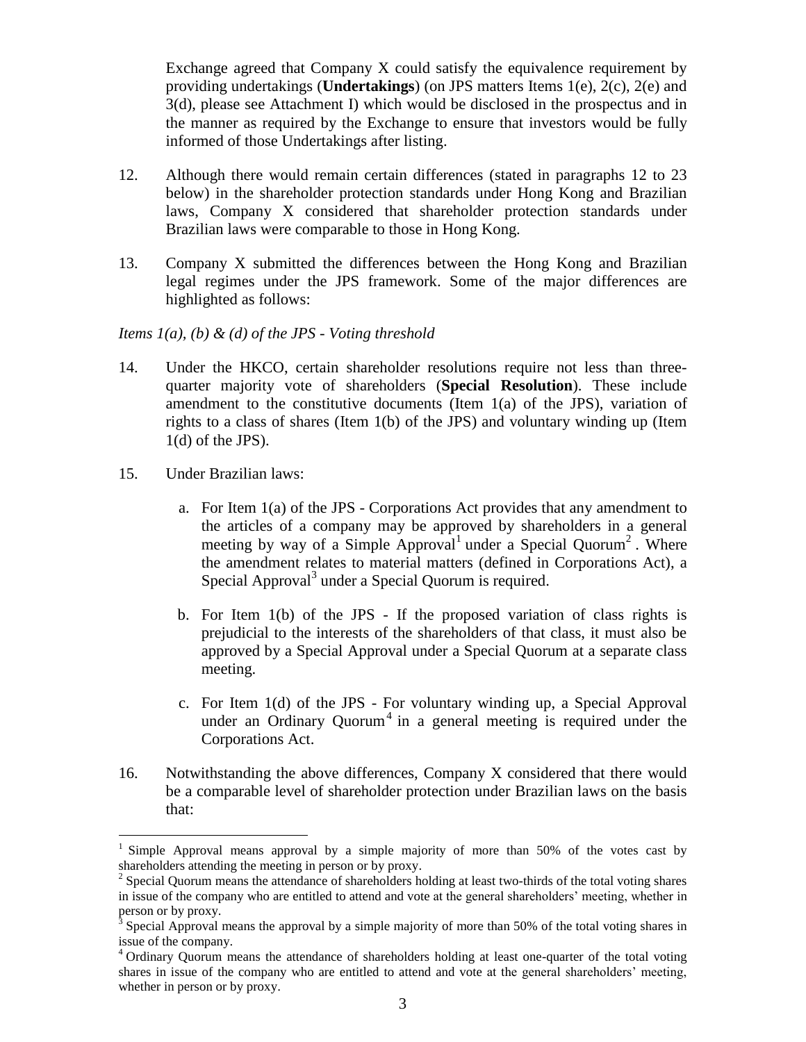Exchange agreed that Company X could satisfy the equivalence requirement by providing undertakings (**Undertakings**) (on JPS matters Items 1(e), 2(c), 2(e) and 3(d), please see Attachment I) which would be disclosed in the prospectus and in the manner as required by the Exchange to ensure that investors would be fully informed of those Undertakings after listing.

12. Although there would remain certain differences (stated in paragraphs 12 to 23 below) in the shareholder protection standards under Hong Kong and Brazilian laws, Company X considered that shareholder protection standards under Brazilian laws were comparable to those in Hong Kong.

13. Company X submitted the differences between the Hong Kong and Brazilian legal regimes under the JPS framework. Some of the major differences are highlighted as follows:

*Items 1(a), (b) & (d) of the JPS - Voting threshold*

14. Under the HKCO, certain shareholder resolutions require not less than three-quarter majority vote of shareholders (**Special Resolution**). These include amendment to the constitutive documents (Item 1(a) of the JPS), variation of rights to a class of shares (Item 1(b) of the JPS) and voluntary winding up (Item 1(d) of the JPS).

15. Under Brazilian laws:

    a. For Item 1(a) of the JPS - Corporations Act provides that any amendment to the articles of a company may be approved by shareholders in a general meeting by way of a Simple Approval[1] under a Special Quorum[2]. Where the amendment relates to material matters (defined in Corporations Act), a Special Approval[3] under a Special Quorum is required.

    b. For Item 1(b) of the JPS - If the proposed variation of class rights is prejudicial to the interests of the shareholders of that class, it must also be approved by a Special Approval under a Special Quorum at a separate class meeting.

    c. For Item 1(d) of the JPS - For voluntary winding up, a Special Approval under an Ordinary Quorum[4] in a general meeting is required under the Corporations Act.

16. Notwithstanding the above differences, Company X considered that there would be a comparable level of shareholder protection under Brazilian laws on the basis that:

---

[1] Simple Approval means approval by a simple majority of more than 50% of the votes cast by shareholders attending the meeting in person or by proxy.

[2] Special Quorum means the attendance of shareholders holding at least two-thirds of the total voting shares in issue of the company who are entitled to attend and vote at the general shareholders' meeting, whether in person or by proxy.

[3] Special Approval means the approval by a simple majority of more than 50% of the total voting shares in issue of the company.

[4] Ordinary Quorum means the attendance of shareholders holding at least one-quarter of the total voting shares in issue of the company who are entitled to attend and vote at the general shareholders' meeting, whether in person or by proxy.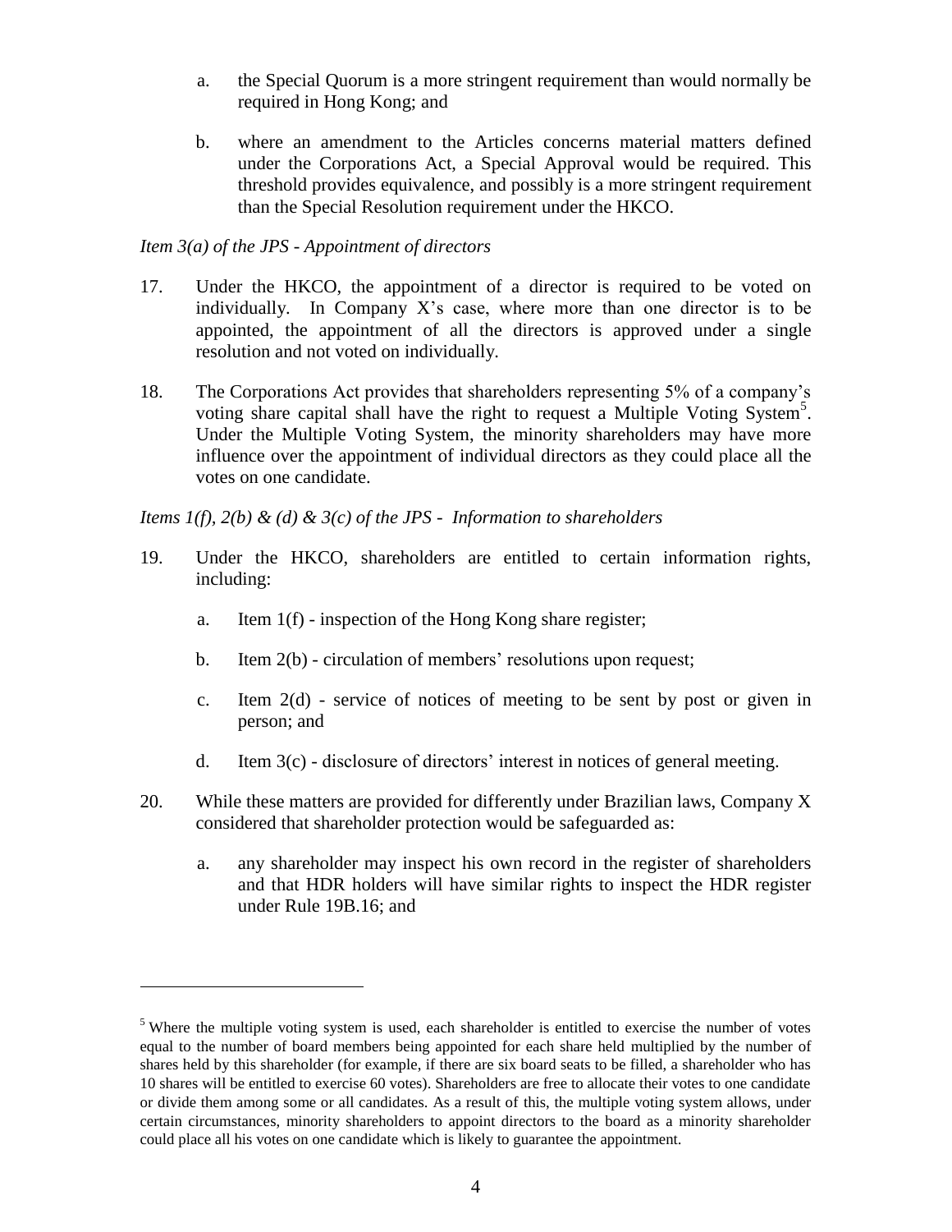a. the Special Quorum is a more stringent requirement than would normally be required in Hong Kong; and

b. where an amendment to the Articles concerns material matters defined under the Corporations Act, a Special Approval would be required. This threshold provides equivalence, and possibly is a more stringent requirement than the Special Resolution requirement under the HKCO.

*Item 3(a) of the JPS - Appointment of directors*

17. Under the HKCO, the appointment of a director is required to be voted on individually. In Company X's case, where more than one director is to be appointed, the appointment of all the directors is approved under a single resolution and not voted on individually.

18. The Corporations Act provides that shareholders representing 5% of a company's voting share capital shall have the right to request a Multiple Voting System[5]. Under the Multiple Voting System, the minority shareholders may have more influence over the appointment of individual directors as they could place all the votes on one candidate.

*Items 1(f), 2(b) & (d) & 3(c) of the JPS - Information to shareholders*

19. Under the HKCO, shareholders are entitled to certain information rights, including:

    a. Item 1(f) - inspection of the Hong Kong share register;

    b. Item 2(b) - circulation of members' resolutions upon request;

    c. Item 2(d) - service of notices of meeting to be sent by post or given in person; and

    d. Item 3(c) - disclosure of directors' interest in notices of general meeting.

20. While these matters are provided for differently under Brazilian laws, Company X considered that shareholder protection would be safeguarded as:

    a. any shareholder may inspect his own record in the register of shareholders and that HDR holders will have similar rights to inspect the HDR register under Rule 19B.16; and

---

[5] Where the multiple voting system is used, each shareholder is entitled to exercise the number of votes equal to the number of board members being appointed for each share held multiplied by the number of shares held by this shareholder (for example, if there are six board seats to be filled, a shareholder who has 10 shares will be entitled to exercise 60 votes). Shareholders are free to allocate their votes to one candidate or divide them among some or all candidates. As a result of this, the multiple voting system allows, under certain circumstances, minority shareholders to appoint directors to the board as a minority shareholder could place all his votes on one candidate which is likely to guarantee the appointment.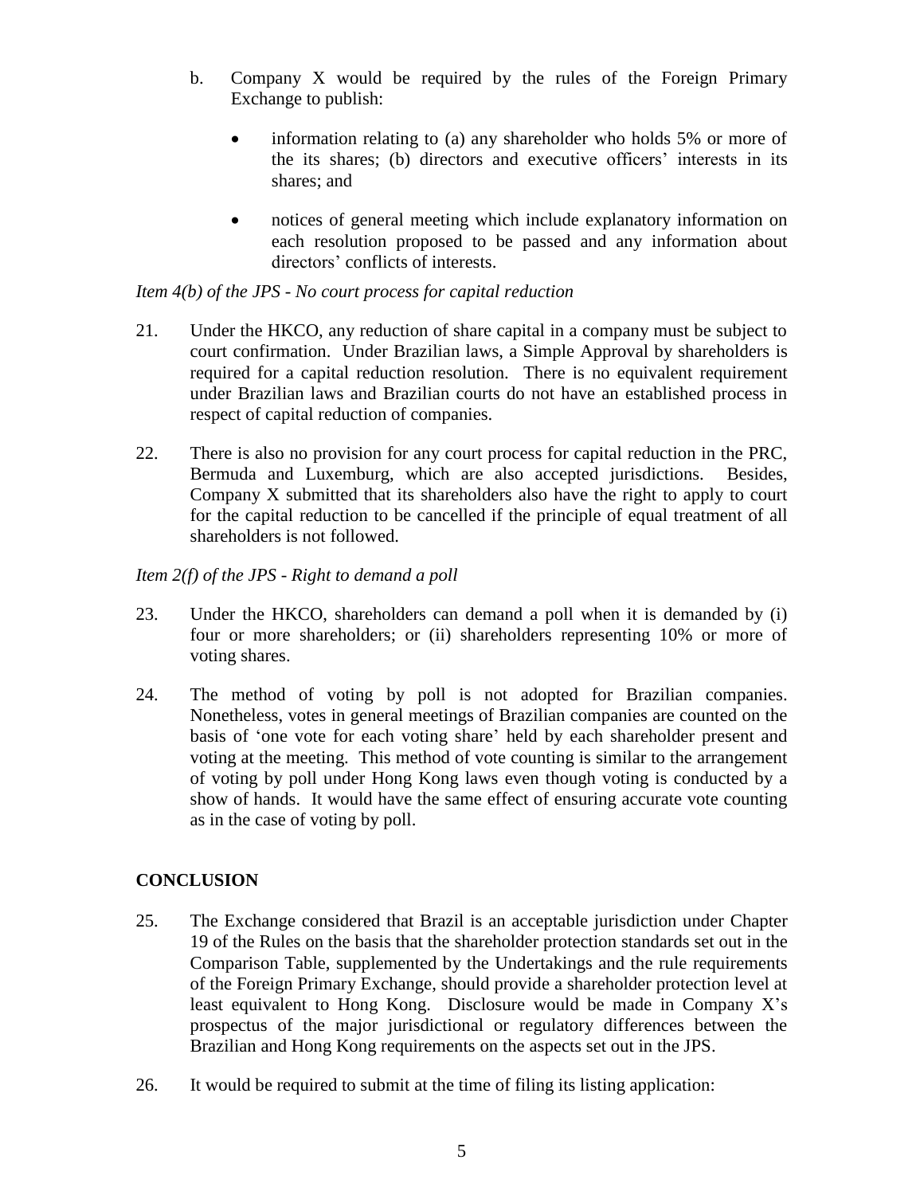b. Company X would be required by the rules of the Foreign Primary Exchange to publish:

   - information relating to (a) any shareholder who holds 5% or more of the its shares; (b) directors and executive officers' interests in its shares; and

   - notices of general meeting which include explanatory information on each resolution proposed to be passed and any information about directors' conflicts of interests.

*Item 4(b) of the JPS - No court process for capital reduction*

21. Under the HKCO, any reduction of share capital in a company must be subject to court confirmation. Under Brazilian laws, a Simple Approval by shareholders is required for a capital reduction resolution. There is no equivalent requirement under Brazilian laws and Brazilian courts do not have an established process in respect of capital reduction of companies.

22. There is also no provision for any court process for capital reduction in the PRC, Bermuda and Luxemburg, which are also accepted jurisdictions. Besides, Company X submitted that its shareholders also have the right to apply to court for the capital reduction to be cancelled if the principle of equal treatment of all shareholders is not followed.

*Item 2(f) of the JPS - Right to demand a poll*

23. Under the HKCO, shareholders can demand a poll when it is demanded by (i) four or more shareholders; or (ii) shareholders representing 10% or more of voting shares.

24. The method of voting by poll is not adopted for Brazilian companies. Nonetheless, votes in general meetings of Brazilian companies are counted on the basis of 'one vote for each voting share' held by each shareholder present and voting at the meeting. This method of vote counting is similar to the arrangement of voting by poll under Hong Kong laws even though voting is conducted by a show of hands. It would have the same effect of ensuring accurate vote counting as in the case of voting by poll.

## CONCLUSION

25. The Exchange considered that Brazil is an acceptable jurisdiction under Chapter 19 of the Rules on the basis that the shareholder protection standards set out in the Comparison Table, supplemented by the Undertakings and the rule requirements of the Foreign Primary Exchange, should provide a shareholder protection level at least equivalent to Hong Kong. Disclosure would be made in Company X's prospectus of the major jurisdictional or regulatory differences between the Brazilian and Hong Kong requirements on the aspects set out in the JPS.

26. It would be required to submit at the time of filing its listing application: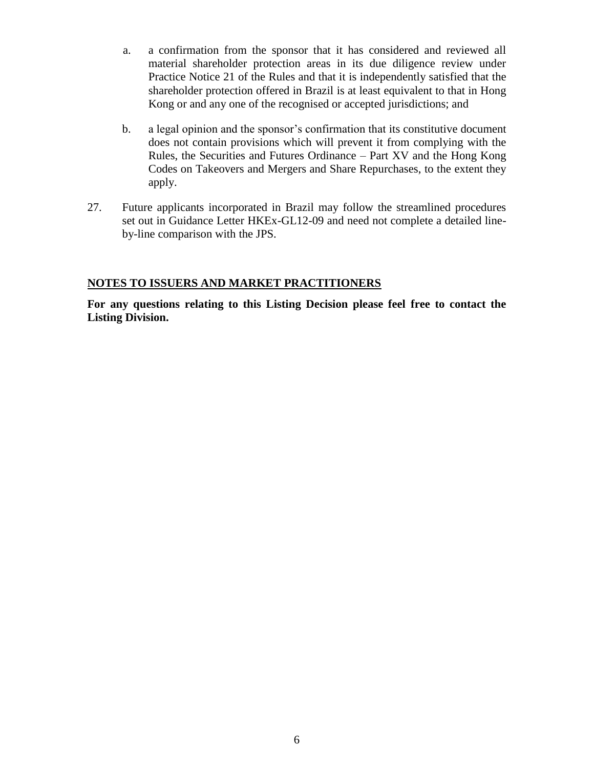a. a confirmation from the sponsor that it has considered and reviewed all material shareholder protection areas in its due diligence review under Practice Notice 21 of the Rules and that it is independently satisfied that the shareholder protection offered in Brazil is at least equivalent to that in Hong Kong or and any one of the recognised or accepted jurisdictions; and

b. a legal opinion and the sponsor's confirmation that its constitutive document does not contain provisions which will prevent it from complying with the Rules, the Securities and Futures Ordinance – Part XV and the Hong Kong Codes on Takeovers and Mergers and Share Repurchases, to the extent they apply.

27. Future applicants incorporated in Brazil may follow the streamlined procedures set out in Guidance Letter HKEx-GL12-09 and need not complete a detailed line-by-line comparison with the JPS.

## NOTES TO ISSUERS AND MARKET PRACTITIONERS

**For any questions relating to this Listing Decision please feel free to contact the Listing Division.**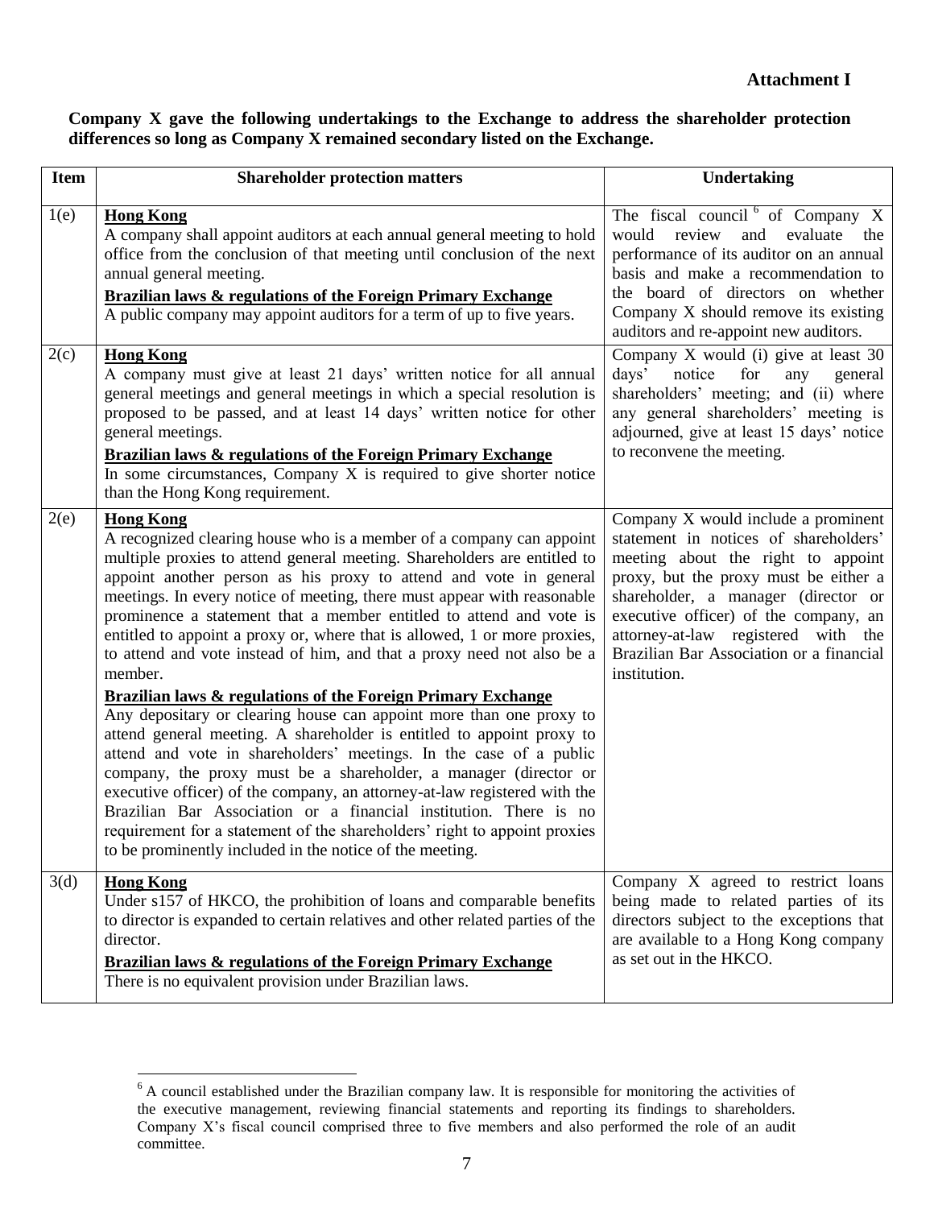**Attachment I**

**Company X gave the following undertakings to the Exchange to address the shareholder protection differences so long as Company X remained secondary listed on the Exchange.**

| Item | Shareholder protection matters | Undertaking |
|---|---|---|
| 1(e) | **<u>Hong Kong</u>**<br>A company shall appoint auditors at each annual general meeting to hold office from the conclusion of that meeting until conclusion of the next annual general meeting.<br>**<u>Brazilian laws & regulations of the Foreign Primary Exchange</u>**<br>A public company may appoint auditors for a term of up to five years. | The fiscal council [6] of Company X would review and evaluate the performance of its auditor on an annual basis and make a recommendation to the board of directors on whether Company X should remove its existing auditors and re-appoint new auditors. |
| 2(c) | **<u>Hong Kong</u>**<br>A company must give at least 21 days' written notice for all annual general meetings and general meetings in which a special resolution is proposed to be passed, and at least 14 days' written notice for other general meetings.<br>**<u>Brazilian laws & regulations of the Foreign Primary Exchange</u>**<br>In some circumstances, Company X is required to give shorter notice than the Hong Kong requirement. | Company X would (i) give at least 30 days' notice for any general shareholders' meeting; and (ii) where any general shareholders' meeting is adjourned, give at least 15 days' notice to reconvene the meeting. |
| 2(e) | **<u>Hong Kong</u>**<br>A recognized clearing house who is a member of a company can appoint multiple proxies to attend general meeting. Shareholders are entitled to appoint another person as his proxy to attend and vote in general meetings. In every notice of meeting, there must appear with reasonable prominence a statement that a member entitled to attend and vote is entitled to appoint a proxy or, where that is allowed, 1 or more proxies, to attend and vote instead of him, and that a proxy need not also be a member.<br>**<u>Brazilian laws & regulations of the Foreign Primary Exchange</u>**<br>Any depositary or clearing house can appoint more than one proxy to attend general meeting. A shareholder is entitled to appoint proxy to attend and vote in shareholders' meetings. In the case of a public company, the proxy must be a shareholder, a manager (director or executive officer) of the company, an attorney-at-law registered with the Brazilian Bar Association or a financial institution. There is no requirement for a statement of the shareholders' right to appoint proxies to be prominently included in the notice of the meeting. | Company X would include a prominent statement in notices of shareholders' meeting about the right to appoint proxy, but the proxy must be either a shareholder, a manager (director or executive officer) of the company, an attorney-at-law registered with the Brazilian Bar Association or a financial institution. |
| 3(d) | **<u>Hong Kong</u>**<br>Under s157 of HKCO, the prohibition of loans and comparable benefits to director is expanded to certain relatives and other related parties of the director.<br>**<u>Brazilian laws & regulations of the Foreign Primary Exchange</u>**<br>There is no equivalent provision under Brazilian laws. | Company X agreed to restrict loans being made to related parties of its directors subject to the exceptions that are available to a Hong Kong company as set out in the HKCO. |

[6] A council established under the Brazilian company law. It is responsible for monitoring the activities of the executive management, reviewing financial statements and reporting its findings to shareholders. Company X's fiscal council comprised three to five members and also performed the role of an audit committee.